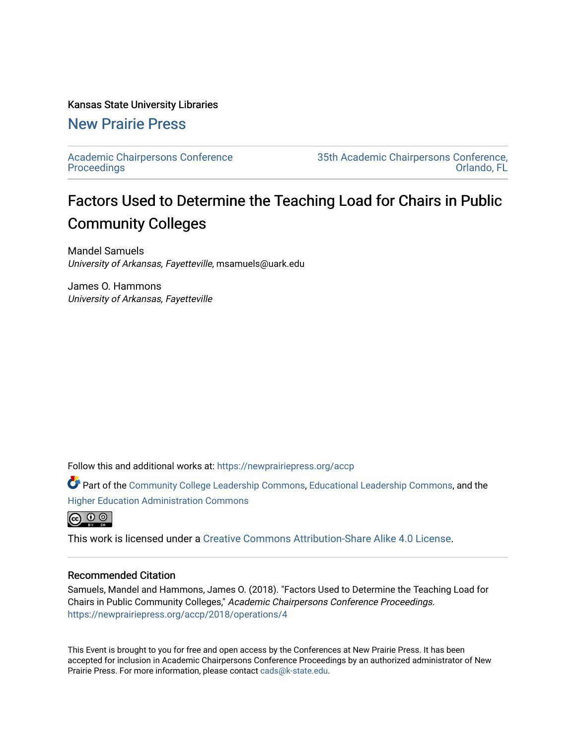Kansas State University Libraries

## New Prairie Press

Academic Chairpersons Conference Proceedings

35th Academic Chairpersons Conference, Orlando, FL

# Factors Used to Determine the Teaching Load for Chairs in Public Community Colleges

Mandel Samuels
*University of Arkansas, Fayetteville*, msamuels@uark.edu

James O. Hammons
*University of Arkansas, Fayetteville*

Follow this and additional works at: https://newprairiepress.org/accp

Part of the Community College Leadership Commons, Educational Leadership Commons, and the Higher Education Administration Commons

This work is licensed under a Creative Commons Attribution-Share Alike 4.0 License.

### Recommended Citation

Samuels, Mandel and Hammons, James O. (2018). "Factors Used to Determine the Teaching Load for Chairs in Public Community Colleges," *Academic Chairpersons Conference Proceedings*. https://newprairiepress.org/accp/2018/operations/4

This Event is brought to you for free and open access by the Conferences at New Prairie Press. It has been accepted for inclusion in Academic Chairpersons Conference Proceedings by an authorized administrator of New Prairie Press. For more information, please contact cads@k-state.edu.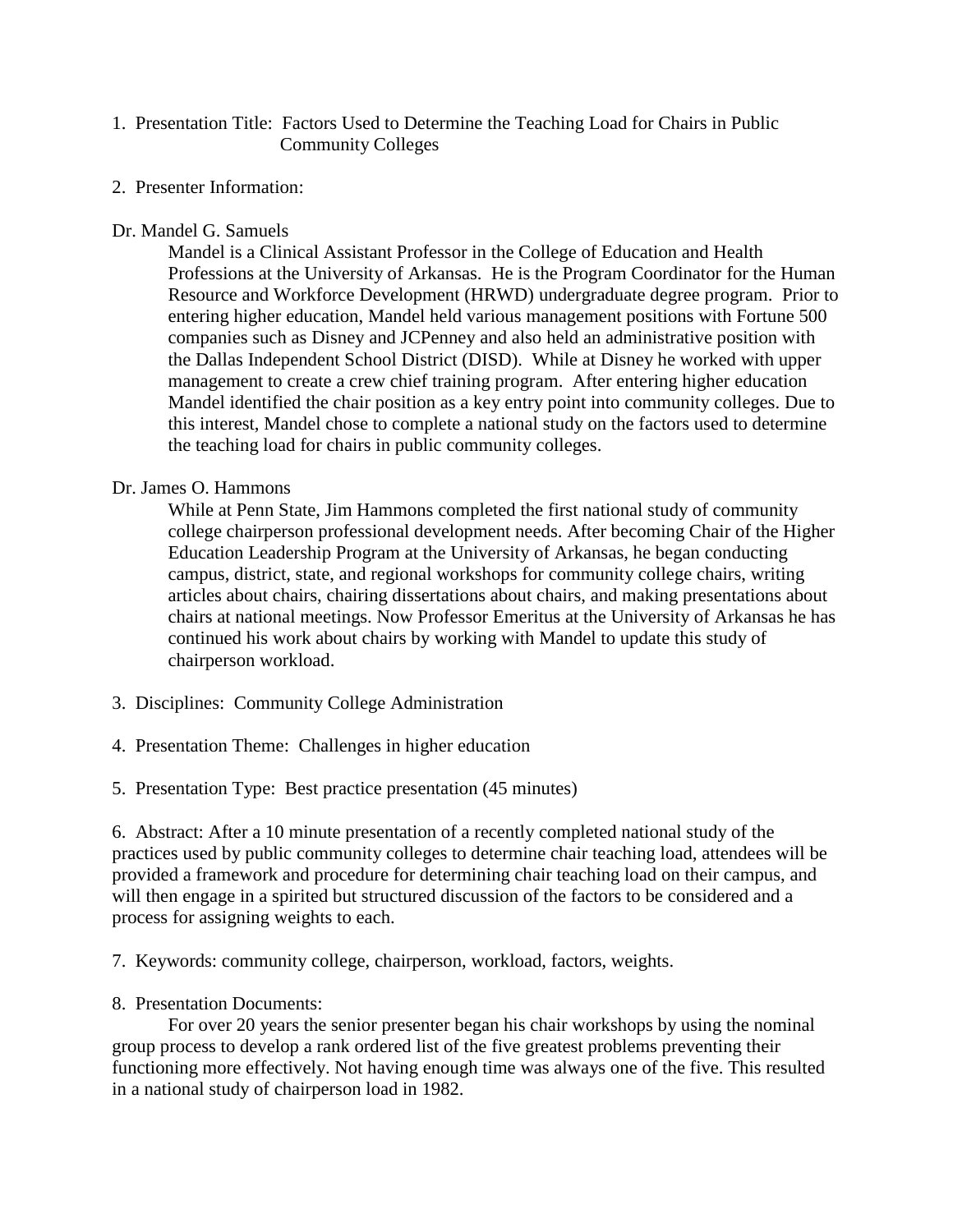1. Presentation Title: Factors Used to Determine the Teaching Load for Chairs in Public Community Colleges

2. Presenter Information:

Dr. Mandel G. Samuels

Mandel is a Clinical Assistant Professor in the College of Education and Health Professions at the University of Arkansas. He is the Program Coordinator for the Human Resource and Workforce Development (HRWD) undergraduate degree program. Prior to entering higher education, Mandel held various management positions with Fortune 500 companies such as Disney and JCPenney and also held an administrative position with the Dallas Independent School District (DISD). While at Disney he worked with upper management to create a crew chief training program. After entering higher education Mandel identified the chair position as a key entry point into community colleges. Due to this interest, Mandel chose to complete a national study on the factors used to determine the teaching load for chairs in public community colleges.

Dr. James O. Hammons

While at Penn State, Jim Hammons completed the first national study of community college chairperson professional development needs. After becoming Chair of the Higher Education Leadership Program at the University of Arkansas, he began conducting campus, district, state, and regional workshops for community college chairs, writing articles about chairs, chairing dissertations about chairs, and making presentations about chairs at national meetings. Now Professor Emeritus at the University of Arkansas he has continued his work about chairs by working with Mandel to update this study of chairperson workload.

3. Disciplines: Community College Administration

4. Presentation Theme: Challenges in higher education

5. Presentation Type: Best practice presentation (45 minutes)

6. Abstract: After a 10 minute presentation of a recently completed national study of the practices used by public community colleges to determine chair teaching load, attendees will be provided a framework and procedure for determining chair teaching load on their campus, and will then engage in a spirited but structured discussion of the factors to be considered and a process for assigning weights to each.

7. Keywords: community college, chairperson, workload, factors, weights.

8. Presentation Documents:

For over 20 years the senior presenter began his chair workshops by using the nominal group process to develop a rank ordered list of the five greatest problems preventing their functioning more effectively. Not having enough time was always one of the five. This resulted in a national study of chairperson load in 1982.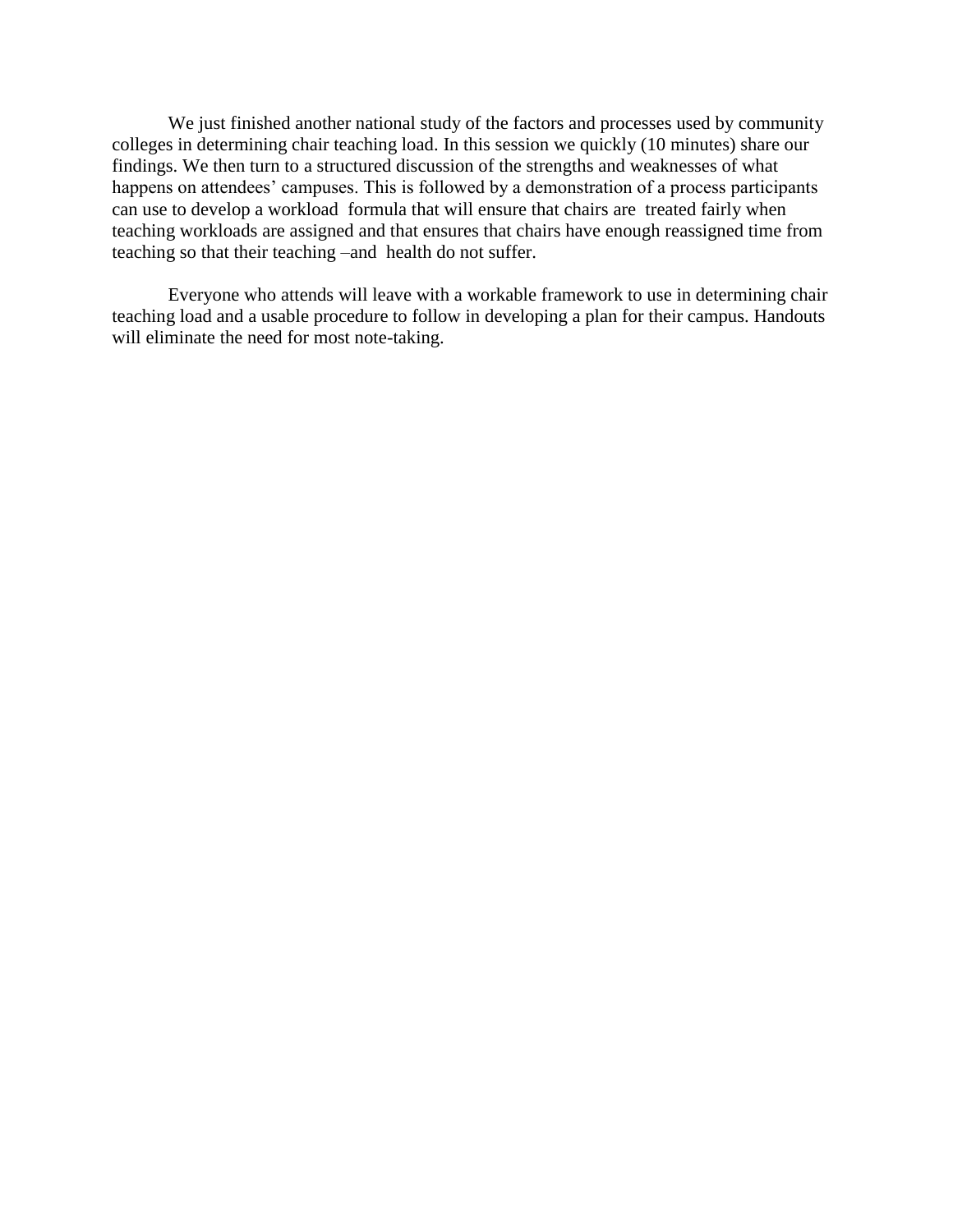We just finished another national study of the factors and processes used by community colleges in determining chair teaching load. In this session we quickly (10 minutes) share our findings. We then turn to a structured discussion of the strengths and weaknesses of what happens on attendees' campuses. This is followed by a demonstration of a process participants can use to develop a workload formula that will ensure that chairs are treated fairly when teaching workloads are assigned and that ensures that chairs have enough reassigned time from teaching so that their teaching –and health do not suffer.

Everyone who attends will leave with a workable framework to use in determining chair teaching load and a usable procedure to follow in developing a plan for their campus. Handouts will eliminate the need for most note-taking.